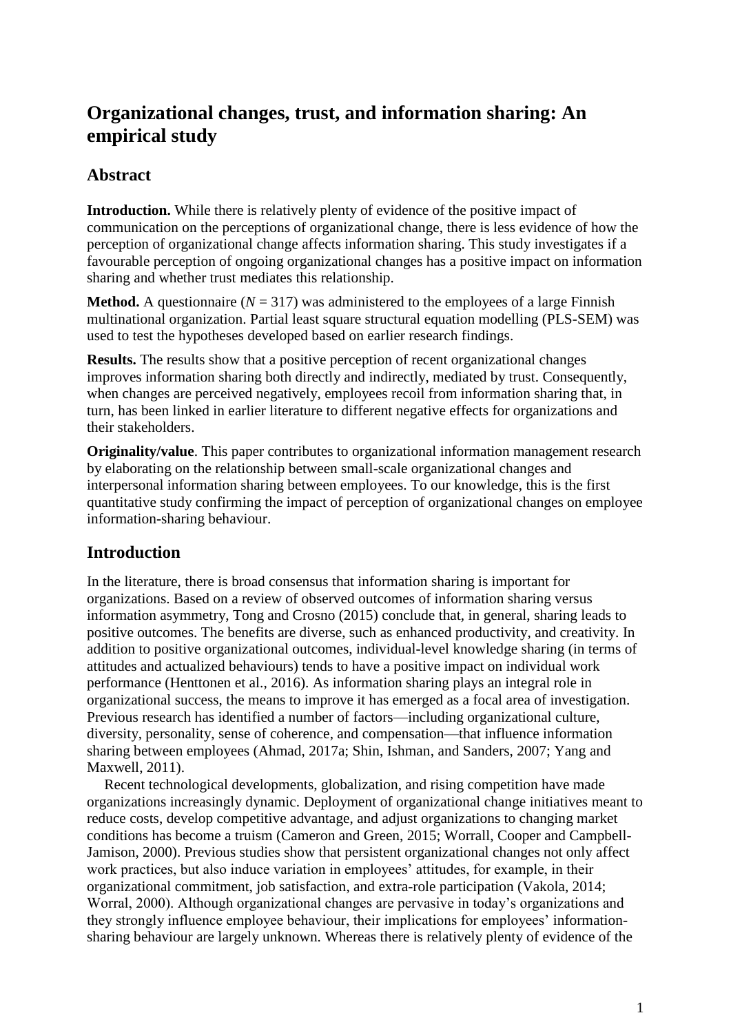# Organizational changes, trust, and information sharing: An empirical study

## Abstract

**Introduction.** While there is relatively plenty of evidence of the positive impact of communication on the perceptions of organizational change, there is less evidence of how the perception of organizational change affects information sharing. This study investigates if a favourable perception of ongoing organizational changes has a positive impact on information sharing and whether trust mediates this relationship.

**Method.** A questionnaire ($N = 317$) was administered to the employees of a large Finnish multinational organization. Partial least square structural equation modelling (PLS-SEM) was used to test the hypotheses developed based on earlier research findings.

**Results.** The results show that a positive perception of recent organizational changes improves information sharing both directly and indirectly, mediated by trust. Consequently, when changes are perceived negatively, employees recoil from information sharing that, in turn, has been linked in earlier literature to different negative effects for organizations and their stakeholders.

**Originality/value**. This paper contributes to organizational information management research by elaborating on the relationship between small-scale organizational changes and interpersonal information sharing between employees. To our knowledge, this is the first quantitative study confirming the impact of perception of organizational changes on employee information-sharing behaviour.

## Introduction

In the literature, there is broad consensus that information sharing is important for organizations. Based on a review of observed outcomes of information sharing versus information asymmetry, Tong and Crosno (2015) conclude that, in general, sharing leads to positive outcomes. The benefits are diverse, such as enhanced productivity, and creativity. In addition to positive organizational outcomes, individual-level knowledge sharing (in terms of attitudes and actualized behaviours) tends to have a positive impact on individual work performance (Henttonen et al., 2016). As information sharing plays an integral role in organizational success, the means to improve it has emerged as a focal area of investigation. Previous research has identified a number of factors—including organizational culture, diversity, personality, sense of coherence, and compensation—that influence information sharing between employees (Ahmad, 2017a; Shin, Ishman, and Sanders, 2007; Yang and Maxwell, 2011).

Recent technological developments, globalization, and rising competition have made organizations increasingly dynamic. Deployment of organizational change initiatives meant to reduce costs, develop competitive advantage, and adjust organizations to changing market conditions has become a truism (Cameron and Green, 2015; Worrall, Cooper and Campbell-Jamison, 2000). Previous studies show that persistent organizational changes not only affect work practices, but also induce variation in employees' attitudes, for example, in their organizational commitment, job satisfaction, and extra-role participation (Vakola, 2014; Worral, 2000). Although organizational changes are pervasive in today's organizations and they strongly influence employee behaviour, their implications for employees' information-sharing behaviour are largely unknown. Whereas there is relatively plenty of evidence of the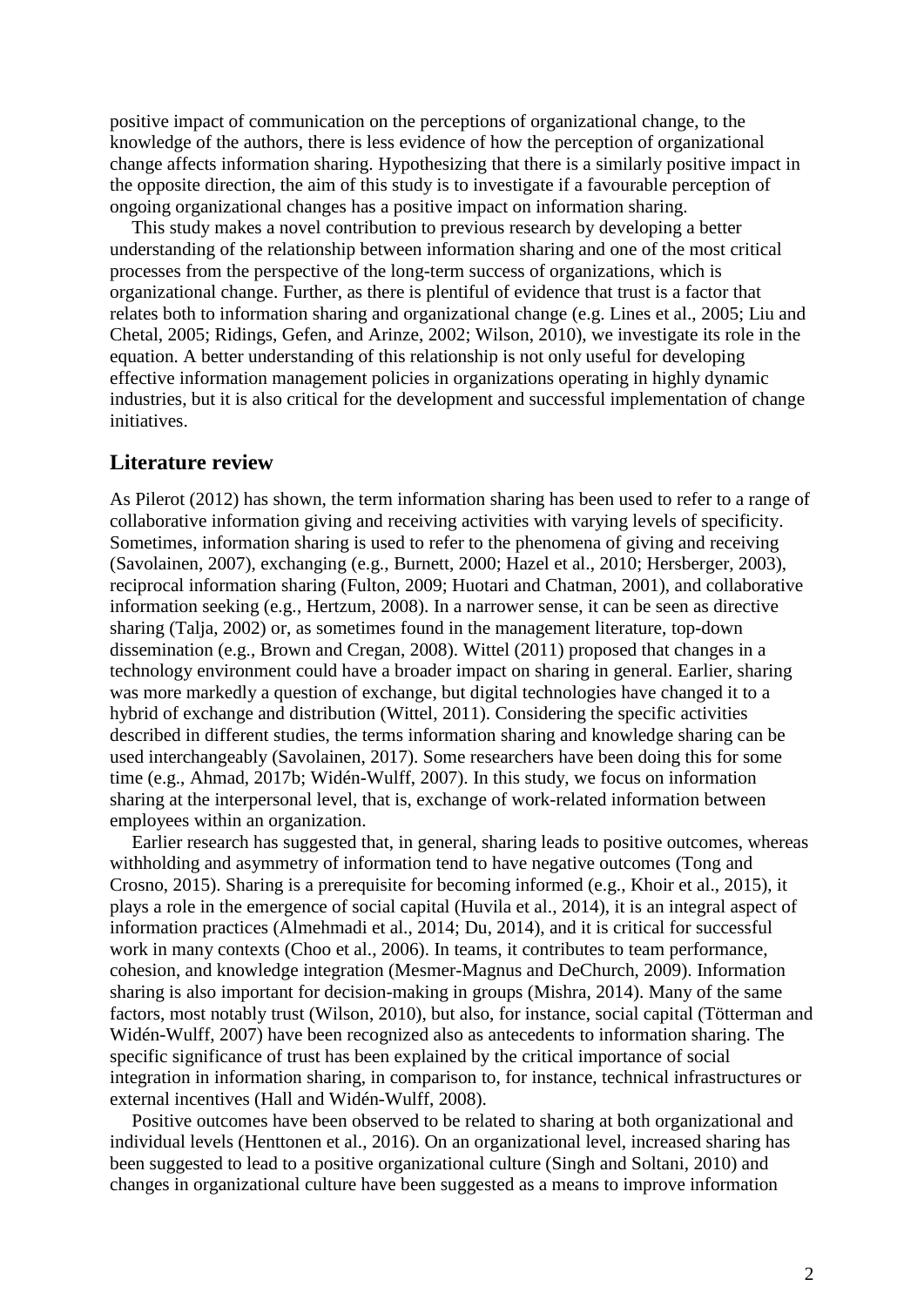positive impact of communication on the perceptions of organizational change, to the knowledge of the authors, there is less evidence of how the perception of organizational change affects information sharing. Hypothesizing that there is a similarly positive impact in the opposite direction, the aim of this study is to investigate if a favourable perception of ongoing organizational changes has a positive impact on information sharing.

This study makes a novel contribution to previous research by developing a better understanding of the relationship between information sharing and one of the most critical processes from the perspective of the long-term success of organizations, which is organizational change. Further, as there is plentiful of evidence that trust is a factor that relates both to information sharing and organizational change (e.g. Lines et al., 2005; Liu and Chetal, 2005; Ridings, Gefen, and Arinze, 2002; Wilson, 2010), we investigate its role in the equation. A better understanding of this relationship is not only useful for developing effective information management policies in organizations operating in highly dynamic industries, but it is also critical for the development and successful implementation of change initiatives.

## Literature review

As Pilerot (2012) has shown, the term information sharing has been used to refer to a range of collaborative information giving and receiving activities with varying levels of specificity. Sometimes, information sharing is used to refer to the phenomena of giving and receiving (Savolainen, 2007), exchanging (e.g., Burnett, 2000; Hazel et al., 2010; Hersberger, 2003), reciprocal information sharing (Fulton, 2009; Huotari and Chatman, 2001), and collaborative information seeking (e.g., Hertzum, 2008). In a narrower sense, it can be seen as directive sharing (Talja, 2002) or, as sometimes found in the management literature, top-down dissemination (e.g., Brown and Cregan, 2008). Wittel (2011) proposed that changes in a technology environment could have a broader impact on sharing in general. Earlier, sharing was more markedly a question of exchange, but digital technologies have changed it to a hybrid of exchange and distribution (Wittel, 2011). Considering the specific activities described in different studies, the terms information sharing and knowledge sharing can be used interchangeably (Savolainen, 2017). Some researchers have been doing this for some time (e.g., Ahmad, 2017b; Widén-Wulff, 2007). In this study, we focus on information sharing at the interpersonal level, that is, exchange of work-related information between employees within an organization.

Earlier research has suggested that, in general, sharing leads to positive outcomes, whereas withholding and asymmetry of information tend to have negative outcomes (Tong and Crosno, 2015). Sharing is a prerequisite for becoming informed (e.g., Khoir et al., 2015), it plays a role in the emergence of social capital (Huvila et al., 2014), it is an integral aspect of information practices (Almehmadi et al., 2014; Du, 2014), and it is critical for successful work in many contexts (Choo et al., 2006). In teams, it contributes to team performance, cohesion, and knowledge integration (Mesmer-Magnus and DeChurch, 2009). Information sharing is also important for decision-making in groups (Mishra, 2014). Many of the same factors, most notably trust (Wilson, 2010), but also, for instance, social capital (Tötterman and Widén-Wulff, 2007) have been recognized also as antecedents to information sharing. The specific significance of trust has been explained by the critical importance of social integration in information sharing, in comparison to, for instance, technical infrastructures or external incentives (Hall and Widén-Wulff, 2008).

Positive outcomes have been observed to be related to sharing at both organizational and individual levels (Henttonen et al., 2016). On an organizational level, increased sharing has been suggested to lead to a positive organizational culture (Singh and Soltani, 2010) and changes in organizational culture have been suggested as a means to improve information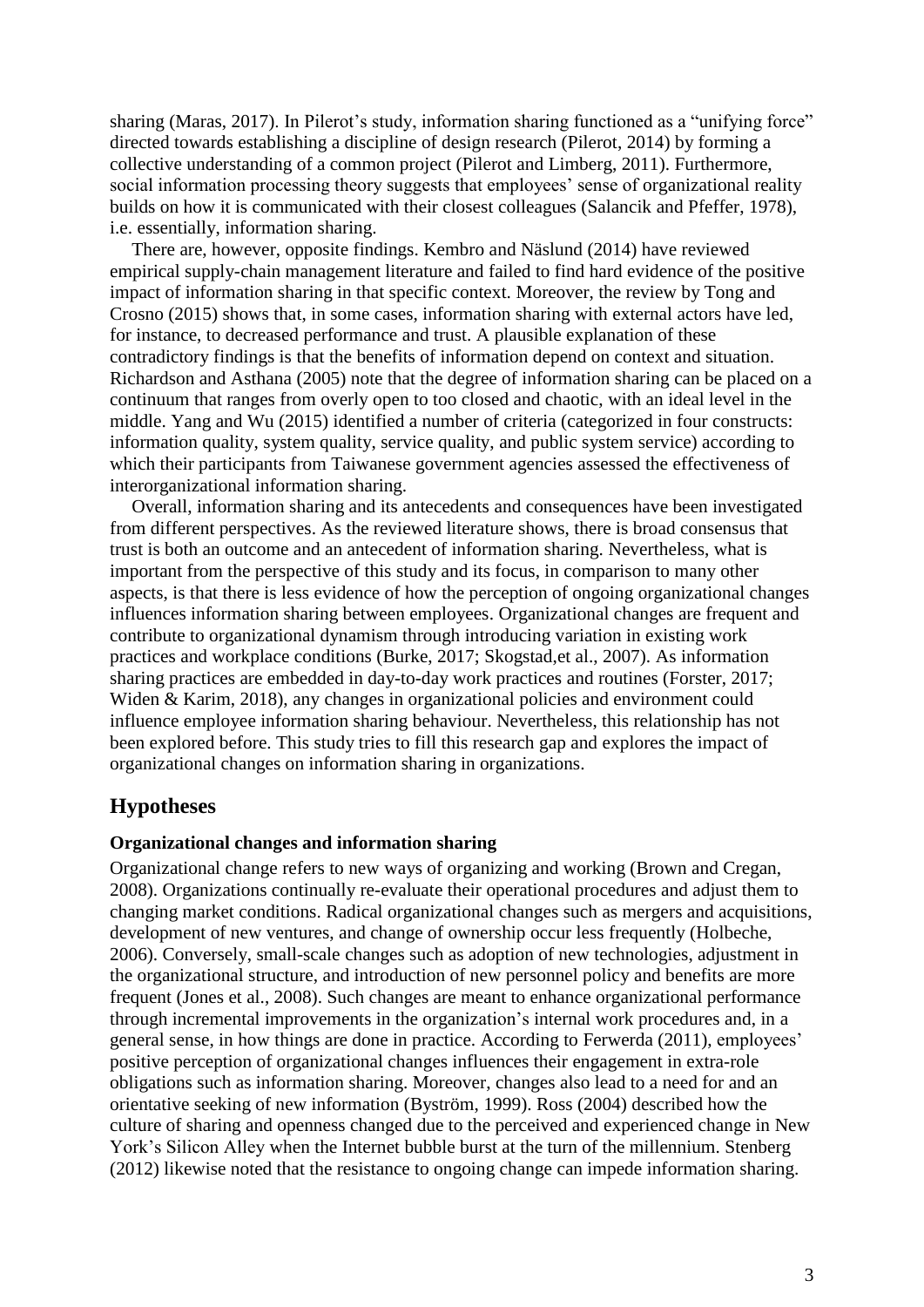sharing (Maras, 2017). In Pilerot's study, information sharing functioned as a "unifying force" directed towards establishing a discipline of design research (Pilerot, 2014) by forming a collective understanding of a common project (Pilerot and Limberg, 2011). Furthermore, social information processing theory suggests that employees' sense of organizational reality builds on how it is communicated with their closest colleagues (Salancik and Pfeffer, 1978), i.e. essentially, information sharing.

There are, however, opposite findings. Kembro and Näslund (2014) have reviewed empirical supply-chain management literature and failed to find hard evidence of the positive impact of information sharing in that specific context. Moreover, the review by Tong and Crosno (2015) shows that, in some cases, information sharing with external actors have led, for instance, to decreased performance and trust. A plausible explanation of these contradictory findings is that the benefits of information depend on context and situation. Richardson and Asthana (2005) note that the degree of information sharing can be placed on a continuum that ranges from overly open to too closed and chaotic, with an ideal level in the middle. Yang and Wu (2015) identified a number of criteria (categorized in four constructs: information quality, system quality, service quality, and public system service) according to which their participants from Taiwanese government agencies assessed the effectiveness of interorganizational information sharing.

Overall, information sharing and its antecedents and consequences have been investigated from different perspectives. As the reviewed literature shows, there is broad consensus that trust is both an outcome and an antecedent of information sharing. Nevertheless, what is important from the perspective of this study and its focus, in comparison to many other aspects, is that there is less evidence of how the perception of ongoing organizational changes influences information sharing between employees. Organizational changes are frequent and contribute to organizational dynamism through introducing variation in existing work practices and workplace conditions (Burke, 2017; Skogstad,et al., 2007). As information sharing practices are embedded in day-to-day work practices and routines (Forster, 2017; Widen & Karim, 2018), any changes in organizational policies and environment could influence employee information sharing behaviour. Nevertheless, this relationship has not been explored before. This study tries to fill this research gap and explores the impact of organizational changes on information sharing in organizations.

## Hypotheses

### Organizational changes and information sharing

Organizational change refers to new ways of organizing and working (Brown and Cregan, 2008). Organizations continually re-evaluate their operational procedures and adjust them to changing market conditions. Radical organizational changes such as mergers and acquisitions, development of new ventures, and change of ownership occur less frequently (Holbeche, 2006). Conversely, small-scale changes such as adoption of new technologies, adjustment in the organizational structure, and introduction of new personnel policy and benefits are more frequent (Jones et al., 2008). Such changes are meant to enhance organizational performance through incremental improvements in the organization's internal work procedures and, in a general sense, in how things are done in practice. According to Ferwerda (2011), employees' positive perception of organizational changes influences their engagement in extra-role obligations such as information sharing. Moreover, changes also lead to a need for and an orientative seeking of new information (Byström, 1999). Ross (2004) described how the culture of sharing and openness changed due to the perceived and experienced change in New York's Silicon Alley when the Internet bubble burst at the turn of the millennium. Stenberg (2012) likewise noted that the resistance to ongoing change can impede information sharing.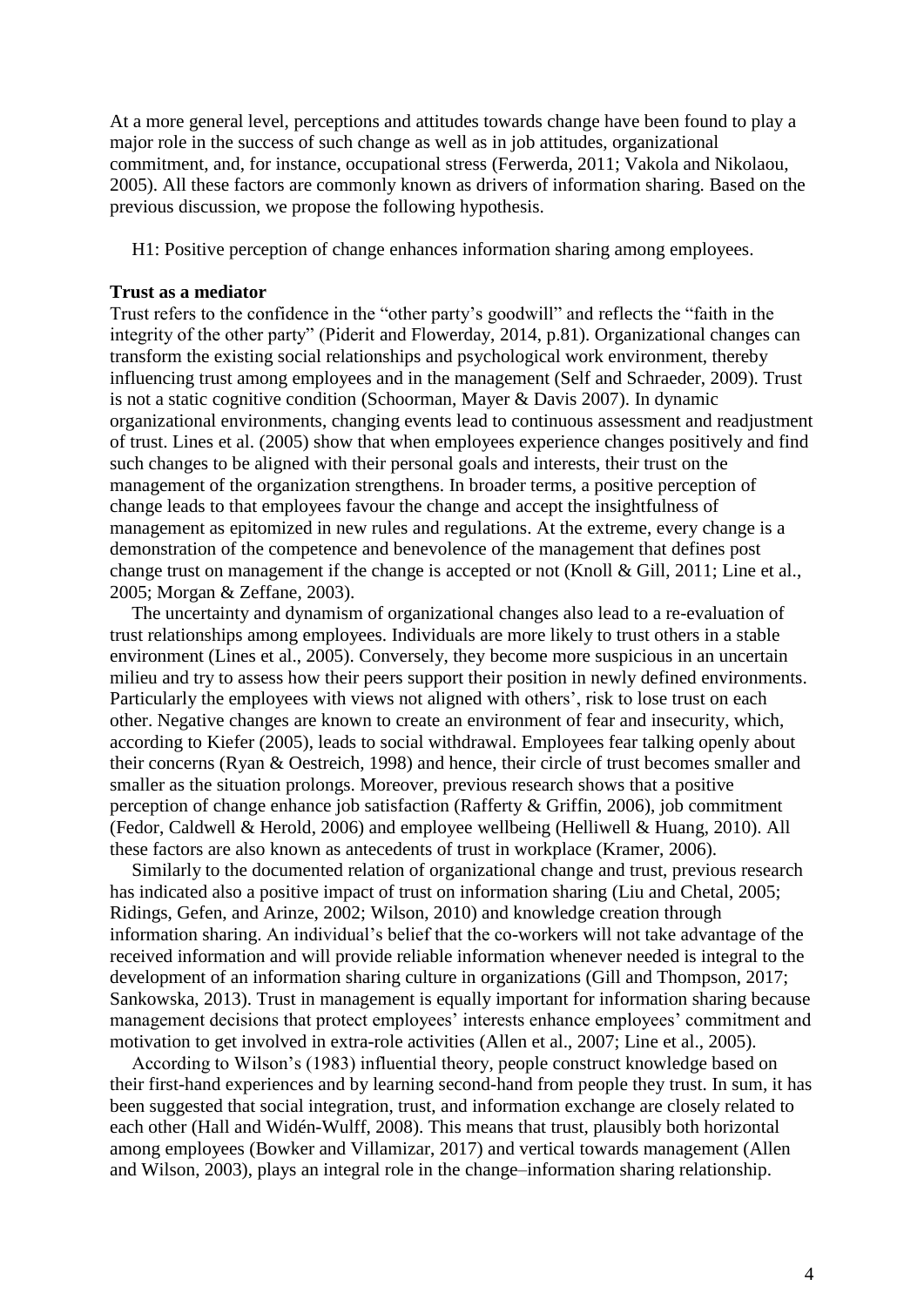At a more general level, perceptions and attitudes towards change have been found to play a major role in the success of such change as well as in job attitudes, organizational commitment, and, for instance, occupational stress (Ferwerda, 2011; Vakola and Nikolaou, 2005). All these factors are commonly known as drivers of information sharing. Based on the previous discussion, we propose the following hypothesis.

H1: Positive perception of change enhances information sharing among employees.

**Trust as a mediator**

Trust refers to the confidence in the "other party's goodwill" and reflects the "faith in the integrity of the other party" (Piderit and Flowerday, 2014, p.81). Organizational changes can transform the existing social relationships and psychological work environment, thereby influencing trust among employees and in the management (Self and Schraeder, 2009). Trust is not a static cognitive condition (Schoorman, Mayer & Davis 2007). In dynamic organizational environments, changing events lead to continuous assessment and readjustment of trust. Lines et al. (2005) show that when employees experience changes positively and find such changes to be aligned with their personal goals and interests, their trust on the management of the organization strengthens. In broader terms, a positive perception of change leads to that employees favour the change and accept the insightfulness of management as epitomized in new rules and regulations. At the extreme, every change is a demonstration of the competence and benevolence of the management that defines post change trust on management if the change is accepted or not (Knoll & Gill, 2011; Line et al., 2005; Morgan & Zeffane, 2003).

The uncertainty and dynamism of organizational changes also lead to a re-evaluation of trust relationships among employees. Individuals are more likely to trust others in a stable environment (Lines et al., 2005). Conversely, they become more suspicious in an uncertain milieu and try to assess how their peers support their position in newly defined environments. Particularly the employees with views not aligned with others', risk to lose trust on each other. Negative changes are known to create an environment of fear and insecurity, which, according to Kiefer (2005), leads to social withdrawal. Employees fear talking openly about their concerns (Ryan & Oestreich, 1998) and hence, their circle of trust becomes smaller and smaller as the situation prolongs. Moreover, previous research shows that a positive perception of change enhance job satisfaction (Rafferty & Griffin, 2006), job commitment (Fedor, Caldwell & Herold, 2006) and employee wellbeing (Helliwell & Huang, 2010). All these factors are also known as antecedents of trust in workplace (Kramer, 2006).

Similarly to the documented relation of organizational change and trust, previous research has indicated also a positive impact of trust on information sharing (Liu and Chetal, 2005; Ridings, Gefen, and Arinze, 2002; Wilson, 2010) and knowledge creation through information sharing. An individual's belief that the co-workers will not take advantage of the received information and will provide reliable information whenever needed is integral to the development of an information sharing culture in organizations (Gill and Thompson, 2017; Sankowska, 2013). Trust in management is equally important for information sharing because management decisions that protect employees' interests enhance employees' commitment and motivation to get involved in extra-role activities (Allen et al., 2007; Line et al., 2005).

According to Wilson's (1983) influential theory, people construct knowledge based on their first-hand experiences and by learning second-hand from people they trust. In sum, it has been suggested that social integration, trust, and information exchange are closely related to each other (Hall and Widén-Wulff, 2008). This means that trust, plausibly both horizontal among employees (Bowker and Villamizar, 2017) and vertical towards management (Allen and Wilson, 2003), plays an integral role in the change–information sharing relationship.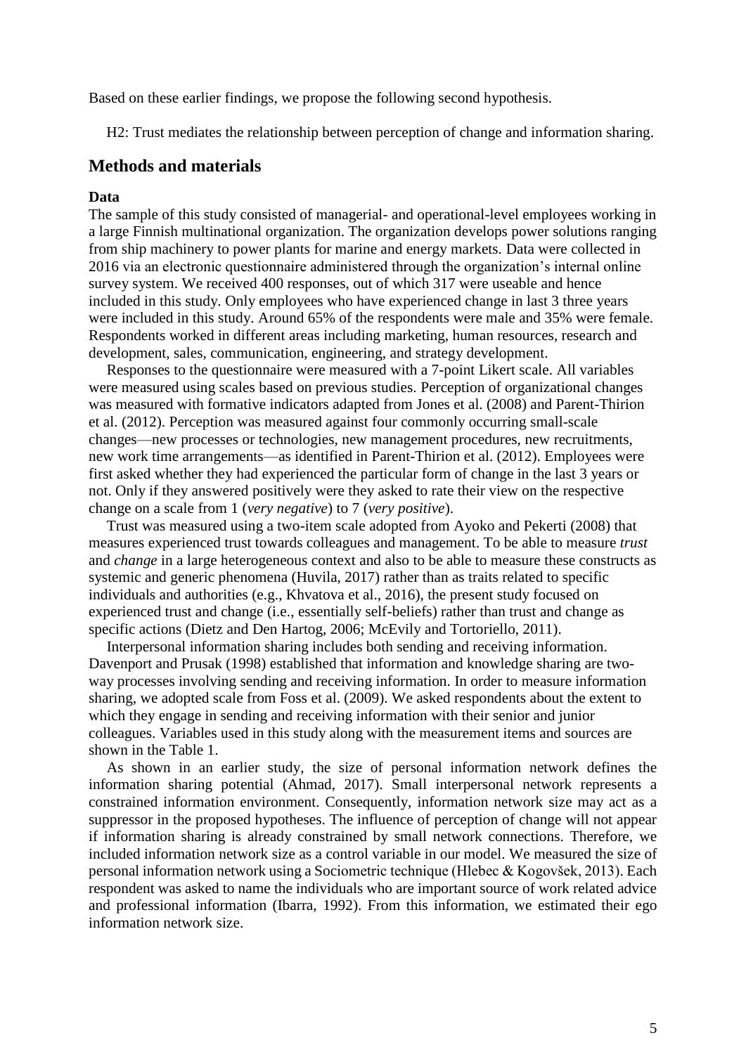Based on these earlier findings, we propose the following second hypothesis.

H2: Trust mediates the relationship between perception of change and information sharing.

## Methods and materials

### Data

The sample of this study consisted of managerial- and operational-level employees working in a large Finnish multinational organization. The organization develops power solutions ranging from ship machinery to power plants for marine and energy markets. Data were collected in 2016 via an electronic questionnaire administered through the organization's internal online survey system. We received 400 responses, out of which 317 were useable and hence included in this study. Only employees who have experienced change in last 3 three years were included in this study. Around 65% of the respondents were male and 35% were female. Respondents worked in different areas including marketing, human resources, research and development, sales, communication, engineering, and strategy development.

Responses to the questionnaire were measured with a 7-point Likert scale. All variables were measured using scales based on previous studies. Perception of organizational changes was measured with formative indicators adapted from Jones et al. (2008) and Parent-Thirion et al. (2012). Perception was measured against four commonly occurring small-scale changes—new processes or technologies, new management procedures, new recruitments, new work time arrangements—as identified in Parent-Thirion et al. (2012). Employees were first asked whether they had experienced the particular form of change in the last 3 years or not. Only if they answered positively were they asked to rate their view on the respective change on a scale from 1 (*very negative*) to 7 (*very positive*).

Trust was measured using a two-item scale adopted from Ayoko and Pekerti (2008) that measures experienced trust towards colleagues and management. To be able to measure *trust* and *change* in a large heterogeneous context and also to be able to measure these constructs as systemic and generic phenomena (Huvila, 2017) rather than as traits related to specific individuals and authorities (e.g., Khvatova et al., 2016), the present study focused on experienced trust and change (i.e., essentially self-beliefs) rather than trust and change as specific actions (Dietz and Den Hartog, 2006; McEvily and Tortoriello, 2011).

Interpersonal information sharing includes both sending and receiving information. Davenport and Prusak (1998) established that information and knowledge sharing are two-way processes involving sending and receiving information. In order to measure information sharing, we adopted scale from Foss et al. (2009). We asked respondents about the extent to which they engage in sending and receiving information with their senior and junior colleagues. Variables used in this study along with the measurement items and sources are shown in the Table 1.

As shown in an earlier study, the size of personal information network defines the information sharing potential (Ahmad, 2017). Small interpersonal network represents a constrained information environment. Consequently, information network size may act as a suppressor in the proposed hypotheses. The influence of perception of change will not appear if information sharing is already constrained by small network connections. Therefore, we included information network size as a control variable in our model. We measured the size of personal information network using a Sociometric technique (Hlebec & Kogovšek, 2013). Each respondent was asked to name the individuals who are important source of work related advice and professional information (Ibarra, 1992). From this information, we estimated their ego information network size.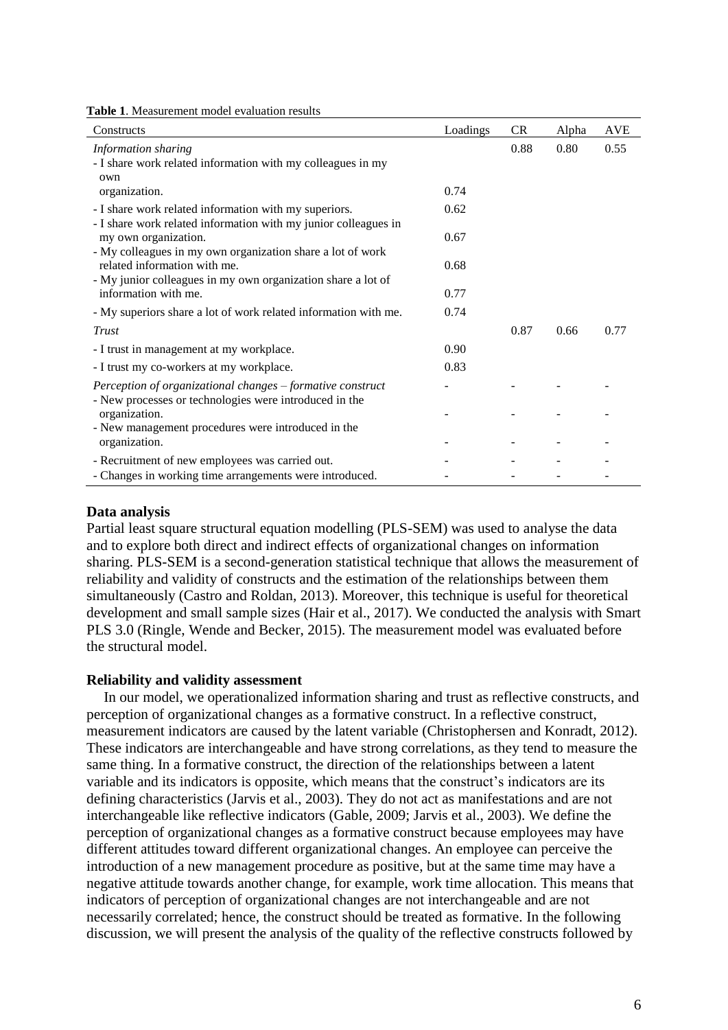**Table 1**. Measurement model evaluation results

| Constructs | Loadings | CR | Alpha | AVE |
|---|---|---|---|---|
| *Information sharing* | | 0.88 | 0.80 | 0.55 |
| - I share work related information with my colleagues in my own organization. | 0.74 | | | |
| - I share work related information with my superiors. | 0.62 | | | |
| - I share work related information with my junior colleagues in my own organization. | 0.67 | | | |
| - My colleagues in my own organization share a lot of work related information with me. | 0.68 | | | |
| - My junior colleagues in my own organization share a lot of information with me. | 0.77 | | | |
| - My superiors share a lot of work related information with me. | 0.74 | | | |
| *Trust* | | 0.87 | 0.66 | 0.77 |
| - I trust in management at my workplace. | 0.90 | | | |
| - I trust my co-workers at my workplace. | 0.83 | | | |
| *Perception of organizational changes – formative construct* | - | - | - | - |
| - New processes or technologies were introduced in the organization. | - | - | - | - |
| - New management procedures were introduced in the organization. | - | - | - | - |
| - Recruitment of new employees was carried out. | - | - | - | - |
| - Changes in working time arrangements were introduced. | - | - | - | - |

**Data analysis**

Partial least square structural equation modelling (PLS-SEM) was used to analyse the data and to explore both direct and indirect effects of organizational changes on information sharing. PLS-SEM is a second-generation statistical technique that allows the measurement of reliability and validity of constructs and the estimation of the relationships between them simultaneously (Castro and Roldan, 2013). Moreover, this technique is useful for theoretical development and small sample sizes (Hair et al., 2017). We conducted the analysis with Smart PLS 3.0 (Ringle, Wende and Becker, 2015). The measurement model was evaluated before the structural model.

**Reliability and validity assessment**

In our model, we operationalized information sharing and trust as reflective constructs, and perception of organizational changes as a formative construct. In a reflective construct, measurement indicators are caused by the latent variable (Christophersen and Konradt, 2012). These indicators are interchangeable and have strong correlations, as they tend to measure the same thing. In a formative construct, the direction of the relationships between a latent variable and its indicators is opposite, which means that the construct's indicators are its defining characteristics (Jarvis et al., 2003). They do not act as manifestations and are not interchangeable like reflective indicators (Gable, 2009; Jarvis et al., 2003). We define the perception of organizational changes as a formative construct because employees may have different attitudes toward different organizational changes. An employee can perceive the introduction of a new management procedure as positive, but at the same time may have a negative attitude towards another change, for example, work time allocation. This means that indicators of perception of organizational changes are not interchangeable and are not necessarily correlated; hence, the construct should be treated as formative. In the following discussion, we will present the analysis of the quality of the reflective constructs followed by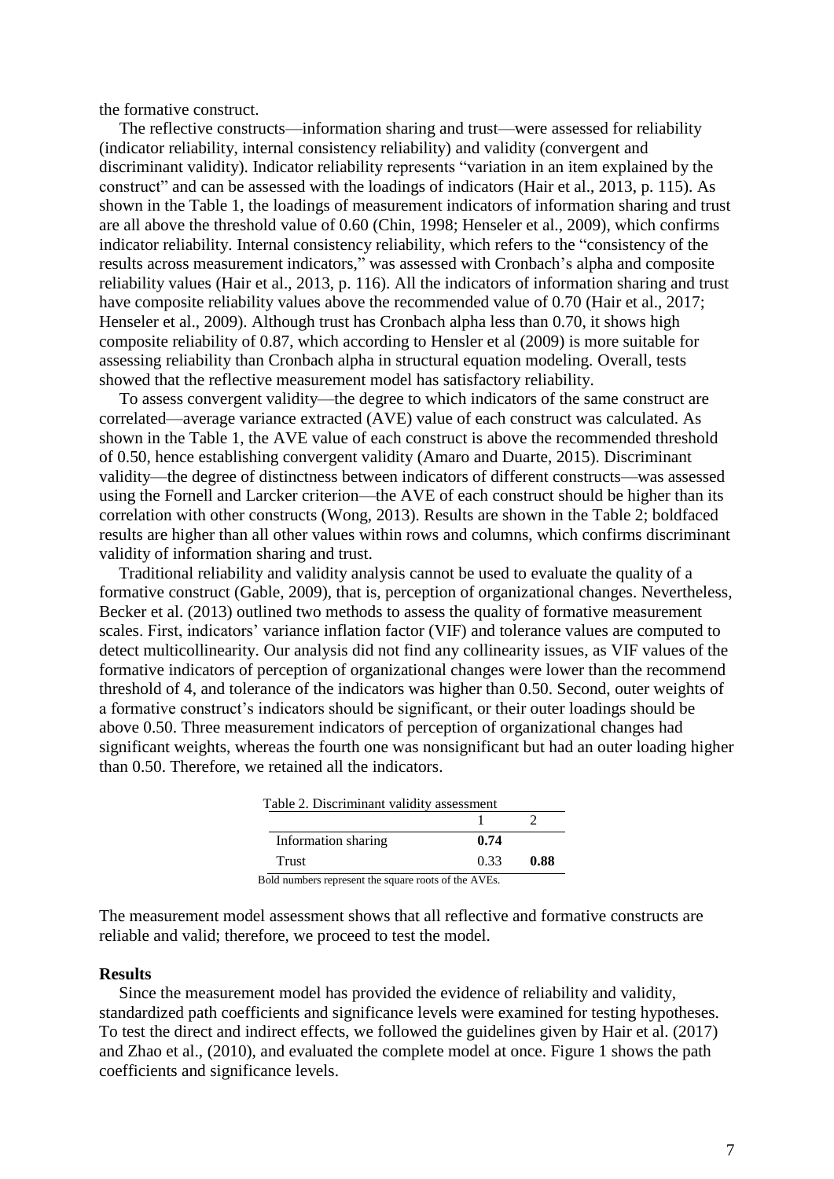the formative construct.

The reflective constructs—information sharing and trust—were assessed for reliability (indicator reliability, internal consistency reliability) and validity (convergent and discriminant validity). Indicator reliability represents "variation in an item explained by the construct" and can be assessed with the loadings of indicators (Hair et al., 2013, p. 115). As shown in the Table 1, the loadings of measurement indicators of information sharing and trust are all above the threshold value of 0.60 (Chin, 1998; Henseler et al., 2009), which confirms indicator reliability. Internal consistency reliability, which refers to the "consistency of the results across measurement indicators," was assessed with Cronbach's alpha and composite reliability values (Hair et al., 2013, p. 116). All the indicators of information sharing and trust have composite reliability values above the recommended value of 0.70 (Hair et al., 2017; Henseler et al., 2009). Although trust has Cronbach alpha less than 0.70, it shows high composite reliability of 0.87, which according to Hensler et al (2009) is more suitable for assessing reliability than Cronbach alpha in structural equation modeling. Overall, tests showed that the reflective measurement model has satisfactory reliability.

To assess convergent validity—the degree to which indicators of the same construct are correlated—average variance extracted (AVE) value of each construct was calculated. As shown in the Table 1, the AVE value of each construct is above the recommended threshold of 0.50, hence establishing convergent validity (Amaro and Duarte, 2015). Discriminant validity—the degree of distinctness between indicators of different constructs—was assessed using the Fornell and Larcker criterion—the AVE of each construct should be higher than its correlation with other constructs (Wong, 2013). Results are shown in the Table 2; boldfaced results are higher than all other values within rows and columns, which confirms discriminant validity of information sharing and trust.

Traditional reliability and validity analysis cannot be used to evaluate the quality of a formative construct (Gable, 2009), that is, perception of organizational changes. Nevertheless, Becker et al. (2013) outlined two methods to assess the quality of formative measurement scales. First, indicators' variance inflation factor (VIF) and tolerance values are computed to detect multicollinearity. Our analysis did not find any collinearity issues, as VIF values of the formative indicators of perception of organizational changes were lower than the recommend threshold of 4, and tolerance of the indicators was higher than 0.50. Second, outer weights of a formative construct's indicators should be significant, or their outer loadings should be above 0.50. Three measurement indicators of perception of organizational changes had significant weights, whereas the fourth one was nonsignificant but had an outer loading higher than 0.50. Therefore, we retained all the indicators.

Table 2. Discriminant validity assessment

| | 1 | 2 |
|---|---|---|
| Information sharing | **0.74** | |
| Trust | 0.33 | **0.88** |

Bold numbers represent the square roots of the AVEs.

The measurement model assessment shows that all reflective and formative constructs are reliable and valid; therefore, we proceed to test the model.

## Results

Since the measurement model has provided the evidence of reliability and validity, standardized path coefficients and significance levels were examined for testing hypotheses. To test the direct and indirect effects, we followed the guidelines given by Hair et al. (2017) and Zhao et al., (2010), and evaluated the complete model at once. Figure 1 shows the path coefficients and significance levels.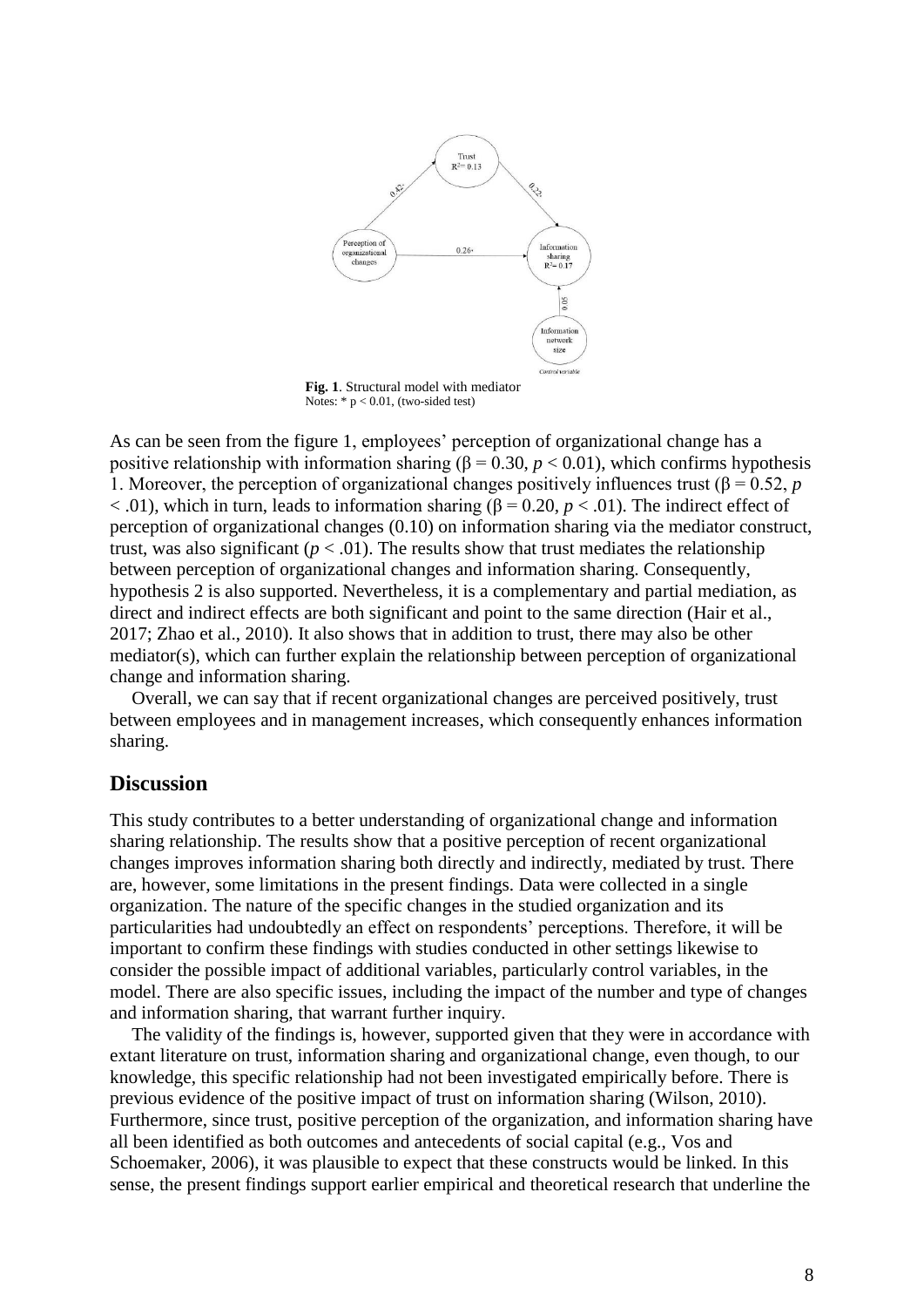**Fig. 1**. Structural model with mediator
Notes: * $p < 0.01$, (two-sided test)

As can be seen from the figure 1, employees' perception of organizational change has a positive relationship with information sharing ($\beta = 0.30$, $p < 0.01$), which confirms hypothesis 1. Moreover, the perception of organizational changes positively influences trust ($\beta = 0.52$, $p < .01$), which in turn, leads to information sharing ($\beta = 0.20$, $p < .01$). The indirect effect of perception of organizational changes (0.10) on information sharing via the mediator construct, trust, was also significant ($p < .01$). The results show that trust mediates the relationship between perception of organizational changes and information sharing. Consequently, hypothesis 2 is also supported. Nevertheless, it is a complementary and partial mediation, as direct and indirect effects are both significant and point to the same direction (Hair et al., 2017; Zhao et al., 2010). It also shows that in addition to trust, there may also be other mediator(s), which can further explain the relationship between perception of organizational change and information sharing.

Overall, we can say that if recent organizational changes are perceived positively, trust between employees and in management increases, which consequently enhances information sharing.

## Discussion

This study contributes to a better understanding of organizational change and information sharing relationship. The results show that a positive perception of recent organizational changes improves information sharing both directly and indirectly, mediated by trust. There are, however, some limitations in the present findings. Data were collected in a single organization. The nature of the specific changes in the studied organization and its particularities had undoubtedly an effect on respondents' perceptions. Therefore, it will be important to confirm these findings with studies conducted in other settings likewise to consider the possible impact of additional variables, particularly control variables, in the model. There are also specific issues, including the impact of the number and type of changes and information sharing, that warrant further inquiry.

The validity of the findings is, however, supported given that they were in accordance with extant literature on trust, information sharing and organizational change, even though, to our knowledge, this specific relationship had not been investigated empirically before. There is previous evidence of the positive impact of trust on information sharing (Wilson, 2010). Furthermore, since trust, positive perception of the organization, and information sharing have all been identified as both outcomes and antecedents of social capital (e.g., Vos and Schoemaker, 2006), it was plausible to expect that these constructs would be linked. In this sense, the present findings support earlier empirical and theoretical research that underline the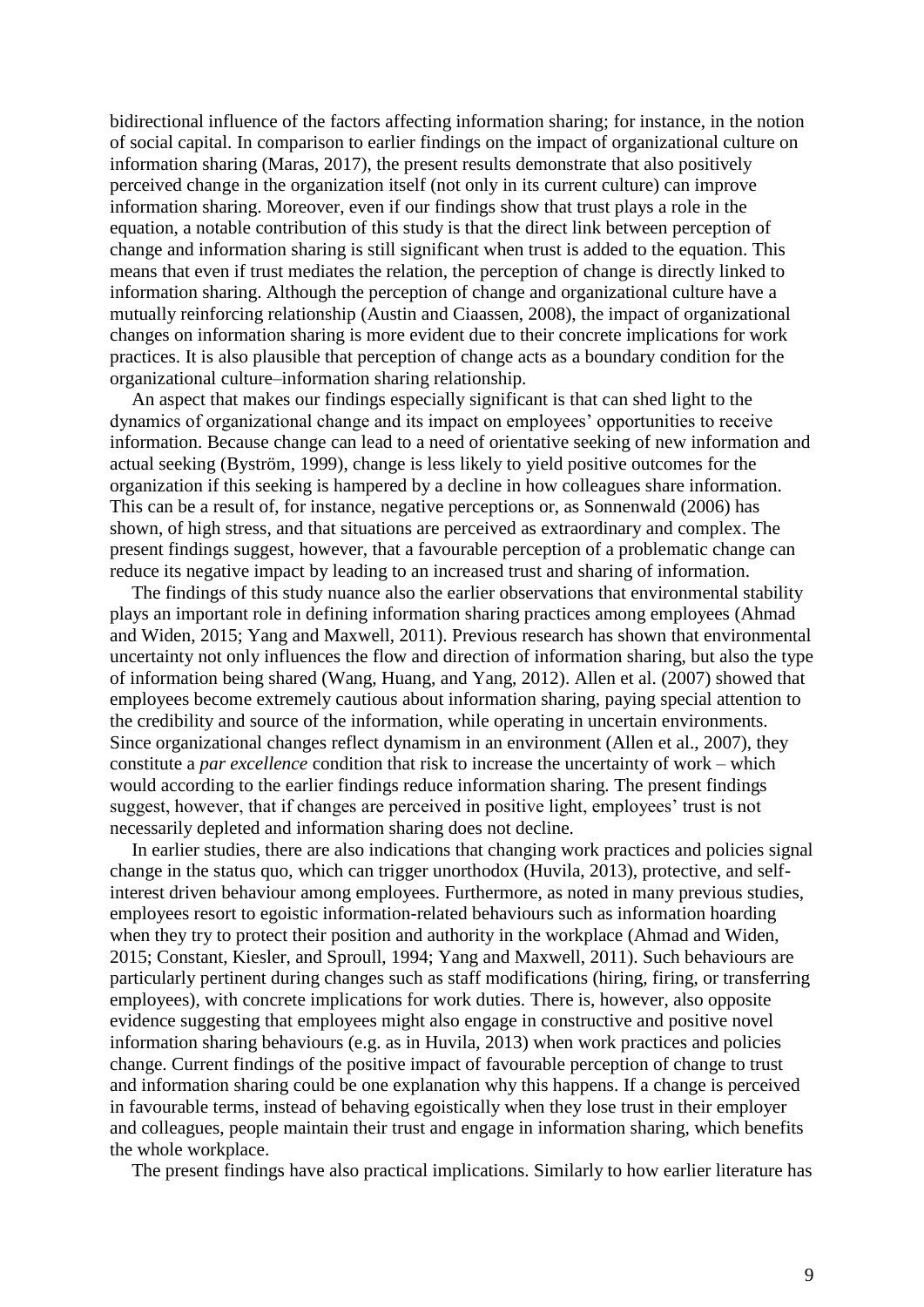bidirectional influence of the factors affecting information sharing; for instance, in the notion of social capital. In comparison to earlier findings on the impact of organizational culture on information sharing (Maras, 2017), the present results demonstrate that also positively perceived change in the organization itself (not only in its current culture) can improve information sharing. Moreover, even if our findings show that trust plays a role in the equation, a notable contribution of this study is that the direct link between perception of change and information sharing is still significant when trust is added to the equation. This means that even if trust mediates the relation, the perception of change is directly linked to information sharing. Although the perception of change and organizational culture have a mutually reinforcing relationship (Austin and Ciaassen, 2008), the impact of organizational changes on information sharing is more evident due to their concrete implications for work practices. It is also plausible that perception of change acts as a boundary condition for the organizational culture–information sharing relationship.

An aspect that makes our findings especially significant is that can shed light to the dynamics of organizational change and its impact on employees' opportunities to receive information. Because change can lead to a need of orientative seeking of new information and actual seeking (Byström, 1999), change is less likely to yield positive outcomes for the organization if this seeking is hampered by a decline in how colleagues share information. This can be a result of, for instance, negative perceptions or, as Sonnenwald (2006) has shown, of high stress, and that situations are perceived as extraordinary and complex. The present findings suggest, however, that a favourable perception of a problematic change can reduce its negative impact by leading to an increased trust and sharing of information.

The findings of this study nuance also the earlier observations that environmental stability plays an important role in defining information sharing practices among employees (Ahmad and Widen, 2015; Yang and Maxwell, 2011). Previous research has shown that environmental uncertainty not only influences the flow and direction of information sharing, but also the type of information being shared (Wang, Huang, and Yang, 2012). Allen et al. (2007) showed that employees become extremely cautious about information sharing, paying special attention to the credibility and source of the information, while operating in uncertain environments. Since organizational changes reflect dynamism in an environment (Allen et al., 2007), they constitute a *par excellence* condition that risk to increase the uncertainty of work – which would according to the earlier findings reduce information sharing. The present findings suggest, however, that if changes are perceived in positive light, employees' trust is not necessarily depleted and information sharing does not decline.

In earlier studies, there are also indications that changing work practices and policies signal change in the status quo, which can trigger unorthodox (Huvila, 2013), protective, and self-interest driven behaviour among employees. Furthermore, as noted in many previous studies, employees resort to egoistic information-related behaviours such as information hoarding when they try to protect their position and authority in the workplace (Ahmad and Widen, 2015; Constant, Kiesler, and Sproull, 1994; Yang and Maxwell, 2011). Such behaviours are particularly pertinent during changes such as staff modifications (hiring, firing, or transferring employees), with concrete implications for work duties. There is, however, also opposite evidence suggesting that employees might also engage in constructive and positive novel information sharing behaviours (e.g. as in Huvila, 2013) when work practices and policies change. Current findings of the positive impact of favourable perception of change to trust and information sharing could be one explanation why this happens. If a change is perceived in favourable terms, instead of behaving egoistically when they lose trust in their employer and colleagues, people maintain their trust and engage in information sharing, which benefits the whole workplace.

The present findings have also practical implications. Similarly to how earlier literature has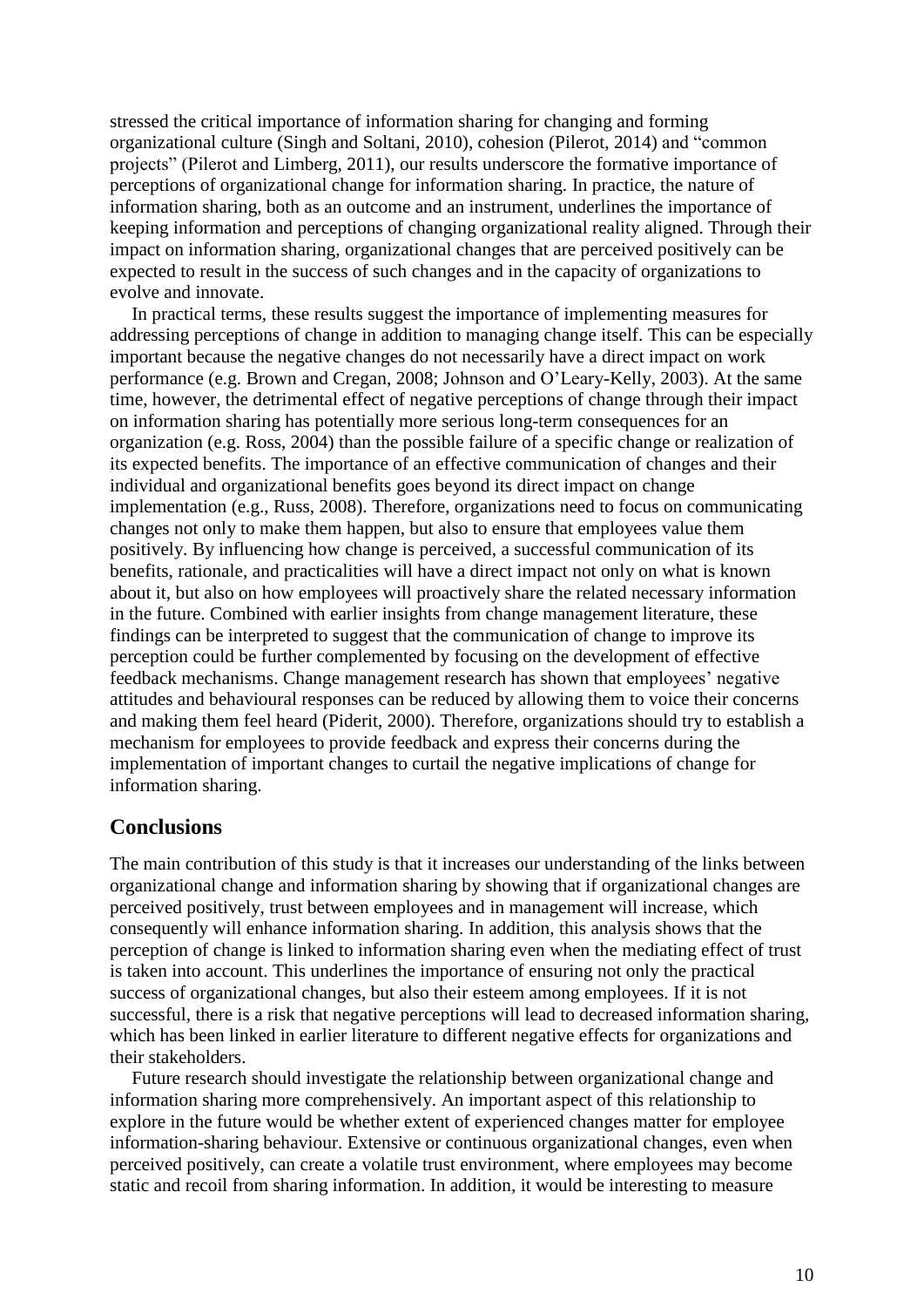stressed the critical importance of information sharing for changing and forming organizational culture (Singh and Soltani, 2010), cohesion (Pilerot, 2014) and "common projects" (Pilerot and Limberg, 2011), our results underscore the formative importance of perceptions of organizational change for information sharing. In practice, the nature of information sharing, both as an outcome and an instrument, underlines the importance of keeping information and perceptions of changing organizational reality aligned. Through their impact on information sharing, organizational changes that are perceived positively can be expected to result in the success of such changes and in the capacity of organizations to evolve and innovate.

In practical terms, these results suggest the importance of implementing measures for addressing perceptions of change in addition to managing change itself. This can be especially important because the negative changes do not necessarily have a direct impact on work performance (e.g. Brown and Cregan, 2008; Johnson and O'Leary-Kelly, 2003). At the same time, however, the detrimental effect of negative perceptions of change through their impact on information sharing has potentially more serious long-term consequences for an organization (e.g. Ross, 2004) than the possible failure of a specific change or realization of its expected benefits. The importance of an effective communication of changes and their individual and organizational benefits goes beyond its direct impact on change implementation (e.g., Russ, 2008). Therefore, organizations need to focus on communicating changes not only to make them happen, but also to ensure that employees value them positively. By influencing how change is perceived, a successful communication of its benefits, rationale, and practicalities will have a direct impact not only on what is known about it, but also on how employees will proactively share the related necessary information in the future. Combined with earlier insights from change management literature, these findings can be interpreted to suggest that the communication of change to improve its perception could be further complemented by focusing on the development of effective feedback mechanisms. Change management research has shown that employees' negative attitudes and behavioural responses can be reduced by allowing them to voice their concerns and making them feel heard (Piderit, 2000). Therefore, organizations should try to establish a mechanism for employees to provide feedback and express their concerns during the implementation of important changes to curtail the negative implications of change for information sharing.

## Conclusions

The main contribution of this study is that it increases our understanding of the links between organizational change and information sharing by showing that if organizational changes are perceived positively, trust between employees and in management will increase, which consequently will enhance information sharing. In addition, this analysis shows that the perception of change is linked to information sharing even when the mediating effect of trust is taken into account. This underlines the importance of ensuring not only the practical success of organizational changes, but also their esteem among employees. If it is not successful, there is a risk that negative perceptions will lead to decreased information sharing, which has been linked in earlier literature to different negative effects for organizations and their stakeholders.

Future research should investigate the relationship between organizational change and information sharing more comprehensively. An important aspect of this relationship to explore in the future would be whether extent of experienced changes matter for employee information-sharing behaviour. Extensive or continuous organizational changes, even when perceived positively, can create a volatile trust environment, where employees may become static and recoil from sharing information. In addition, it would be interesting to measure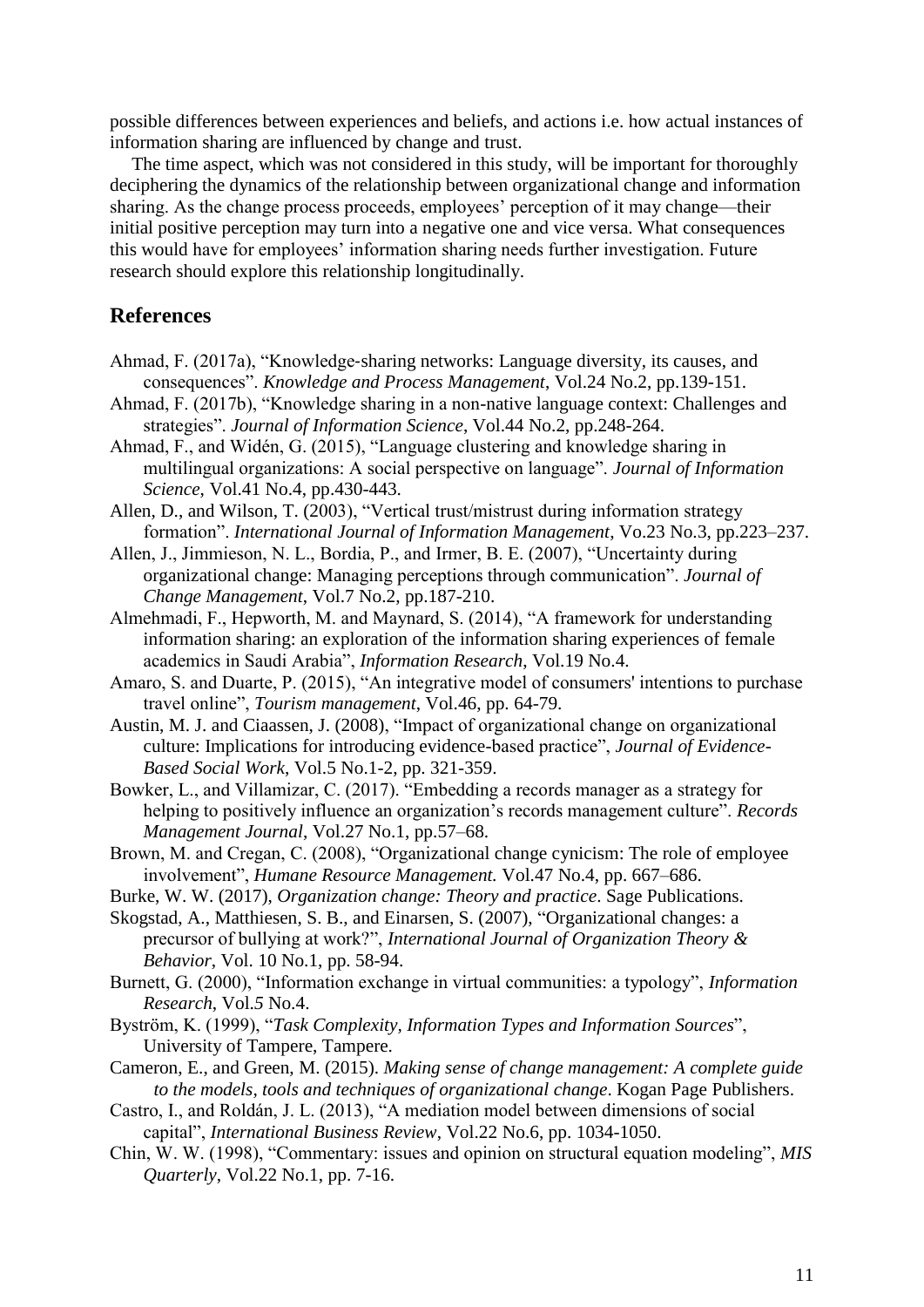possible differences between experiences and beliefs, and actions i.e. how actual instances of information sharing are influenced by change and trust.

The time aspect, which was not considered in this study, will be important for thoroughly deciphering the dynamics of the relationship between organizational change and information sharing. As the change process proceeds, employees' perception of it may change—their initial positive perception may turn into a negative one and vice versa. What consequences this would have for employees' information sharing needs further investigation. Future research should explore this relationship longitudinally.

## References

Ahmad, F. (2017a), "Knowledge‐sharing networks: Language diversity, its causes, and consequences". *Knowledge and Process Management*, Vol.24 No.2, pp.139-151.

Ahmad, F. (2017b), "Knowledge sharing in a non-native language context: Challenges and strategies". *Journal of Information Science*, Vol.44 No.2, pp.248-264.

Ahmad, F., and Widén, G. (2015), "Language clustering and knowledge sharing in multilingual organizations: A social perspective on language". *Journal of Information Science*, Vol.41 No.4, pp.430-443.

Allen, D., and Wilson, T. (2003), "Vertical trust/mistrust during information strategy formation". *International Journal of Information Management*, Vo.23 No.3, pp.223–237.

Allen, J., Jimmieson, N. L., Bordia, P., and Irmer, B. E. (2007), "Uncertainty during organizational change: Managing perceptions through communication". *Journal of Change Management*, Vol.7 No.2, pp.187-210.

Almehmadi, F., Hepworth, M. and Maynard, S. (2014), "A framework for understanding information sharing: an exploration of the information sharing experiences of female academics in Saudi Arabia", *Information Research*, Vol.19 No.4.

Amaro, S. and Duarte, P. (2015), "An integrative model of consumers' intentions to purchase travel online", *Tourism management*, Vol.46, pp. 64-79.

Austin, M. J. and Ciaassen, J. (2008), "Impact of organizational change on organizational culture: Implications for introducing evidence-based practice", *Journal of Evidence-Based Social Work*, Vol.5 No.1-2, pp. 321-359.

Bowker, L., and Villamizar, C. (2017). "Embedding a records manager as a strategy for helping to positively influence an organization's records management culture". *Records Management Journal*, Vol.27 No.1, pp.57–68.

Brown, M. and Cregan, C. (2008), "Organizational change cynicism: The role of employee involvement", *Humane Resource Management.* Vol.47 No.4, pp. 667–686.

Burke, W. W. (2017), *Organization change: Theory and practice*. Sage Publications.

Skogstad, A., Matthiesen, S. B., and Einarsen, S. (2007), "Organizational changes: a precursor of bullying at work?", *International Journal of Organization Theory & Behavior*, Vol. 10 No.1, pp. 58-94.

Burnett, G. (2000), "Information exchange in virtual communities: a typology", *Information Research*, Vol.*5* No.4.

Byström, K. (1999), "*Task Complexity, Information Types and Information Sources*", University of Tampere, Tampere.

Cameron, E., and Green, M. (2015). *Making sense of change management: A complete guide to the models, tools and techniques of organizational change*. Kogan Page Publishers.

Castro, I., and Roldán, J. L. (2013), "A mediation model between dimensions of social capital", *International Business Review*, Vol.22 No.6, pp. 1034-1050.

Chin, W. W. (1998), "Commentary: issues and opinion on structural equation modeling", *MIS Quarterly*, Vol.22 No.1, pp. 7-16.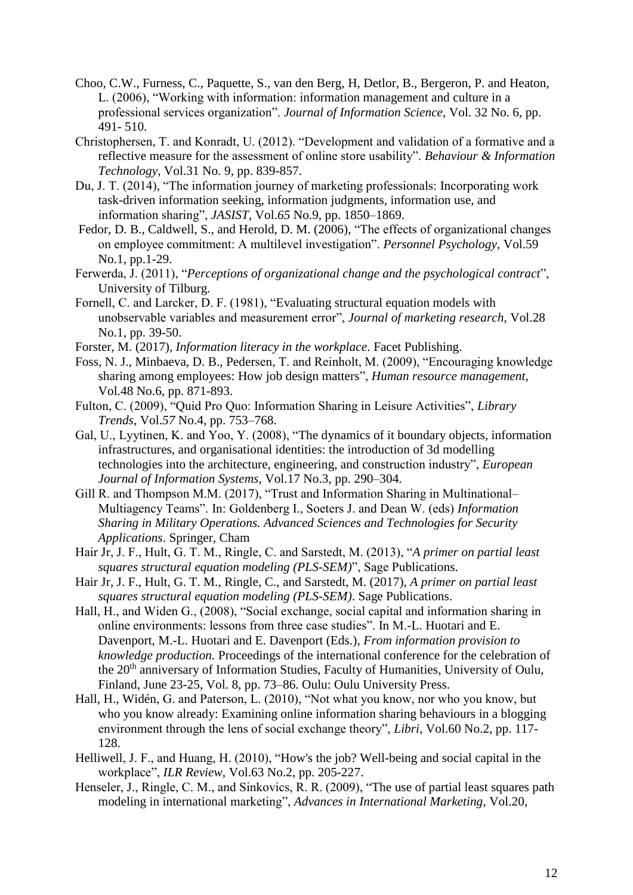Choo, C.W., Furness, C., Paquette, S., van den Berg, H, Detlor, B., Bergeron, P. and Heaton, L. (2006), "Working with information: information management and culture in a professional services organization". *Journal of Information Science*, Vol. 32 No. 6, pp. 491- 510.

Christophersen, T. and Konradt, U. (2012). "Development and validation of a formative and a reflective measure for the assessment of online store usability". *Behaviour & Information Technology*, Vol.31 No. 9, pp. 839-857.

Du, J. T. (2014), "The information journey of marketing professionals: Incorporating work task-driven information seeking, information judgments, information use, and information sharing", *JASIST*, Vol.*65* No.9, pp. 1850–1869.

Fedor, D. B., Caldwell, S., and Herold, D. M. (2006), "The effects of organizational changes on employee commitment: A multilevel investigation". *Personnel Psychology*, Vol.59 No.1, pp.1-29.

Ferwerda, J. (2011), "*Perceptions of organizational change and the psychological contract*", University of Tilburg.

Fornell, C. and Larcker, D. F. (1981), "Evaluating structural equation models with unobservable variables and measurement error", *Journal of marketing research*, Vol.28 No.1, pp. 39-50.

Forster, M. (2017), *Information literacy in the workplace*. Facet Publishing.

Foss, N. J., Minbaeva, D. B., Pedersen, T. and Reinholt, M. (2009), "Encouraging knowledge sharing among employees: How job design matters", *Human resource management*, Vol.48 No.6, pp. 871-893.

Fulton, C. (2009), "Quid Pro Quo: Information Sharing in Leisure Activities", *Library Trends*, Vol.*57* No.4, pp. 753–768.

Gal, U., Lyytinen, K. and Yoo, Y. (2008), "The dynamics of it boundary objects, information infrastructures, and organisational identities: the introduction of 3d modelling technologies into the architecture, engineering, and construction industry", *European Journal of Information Systems*, Vol.17 No.3, pp. 290–304.

Gill R. and Thompson M.M. (2017), "Trust and Information Sharing in Multinational–Multiagency Teams". In: Goldenberg I., Soeters J. and Dean W. (eds) *Information Sharing in Military Operations. Advanced Sciences and Technologies for Security Applications*. Springer, Cham

Hair Jr, J. F., Hult, G. T. M., Ringle, C. and Sarstedt, M. (2013), "*A primer on partial least squares structural equation modeling (PLS-SEM)*", Sage Publications.

Hair Jr, J. F., Hult, G. T. M., Ringle, C., and Sarstedt, M. (2017), *A primer on partial least squares structural equation modeling (PLS-SEM)*. Sage Publications.

Hall, H., and Widen G., (2008), "Social exchange, social capital and information sharing in online environments: lessons from three case studies". In M.-L. Huotari and E. Davenport, M.-L. Huotari and E. Davenport (Eds.), *From information provision to knowledge production.* Proceedings of the international conference for the celebration of the 20th anniversary of Information Studies, Faculty of Humanities, University of Oulu, Finland, June 23-25, Vol. 8, pp. 73–86. Oulu: Oulu University Press.

Hall, H., Widén, G. and Paterson, L. (2010), "Not what you know, nor who you know, but who you know already: Examining online information sharing behaviours in a blogging environment through the lens of social exchange theory", *Libri*, Vol.60 No.2, pp. 117-128.

Helliwell, J. F., and Huang, H. (2010), "How's the job? Well-being and social capital in the workplace", *ILR Review*, Vol.63 No.2, pp. 205-227.

Henseler, J., Ringle, C. M., and Sinkovics, R. R. (2009), "The use of partial least squares path modeling in international marketing", *Advances in International Marketing*, Vol.20,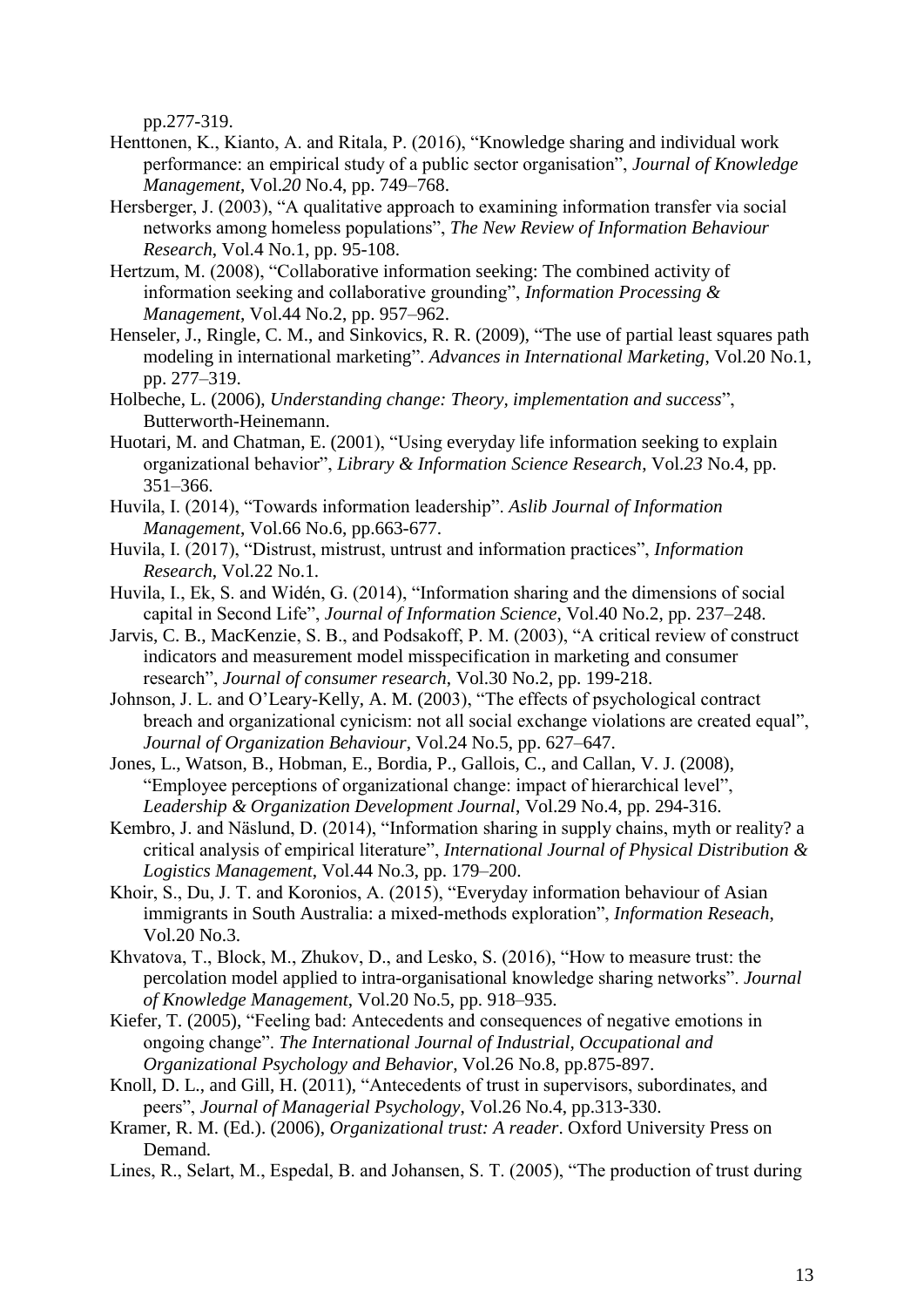pp.277-319.

Henttonen, K., Kianto, A. and Ritala, P. (2016), "Knowledge sharing and individual work performance: an empirical study of a public sector organisation", *Journal of Knowledge Management*, Vol.*20* No.4, pp. 749–768.

Hersberger, J. (2003), "A qualitative approach to examining information transfer via social networks among homeless populations", *The New Review of Information Behaviour Research*, Vol.4 No.1, pp. 95-108.

Hertzum, M. (2008), "Collaborative information seeking: The combined activity of information seeking and collaborative grounding", *Information Processing & Management*, Vol.44 No.2, pp. 957–962.

Henseler, J., Ringle, C. M., and Sinkovics, R. R. (2009), "The use of partial least squares path modeling in international marketing". *Advances in International Marketing*, Vol.20 No.1, pp. 277–319.

Holbeche, L. (2006), *Understanding change: Theory, implementation and success*", Butterworth-Heinemann.

Huotari, M. and Chatman, E. (2001), "Using everyday life information seeking to explain organizational behavior", *Library & Information Science Research*, Vol.*23* No.4, pp. 351–366.

Huvila, I. (2014), "Towards information leadership". *Aslib Journal of Information Management*, Vol.66 No.6, pp.663-677.

Huvila, I. (2017), "Distrust, mistrust, untrust and information practices", *Information Research*, Vol.22 No.1.

Huvila, I., Ek, S. and Widén, G. (2014), "Information sharing and the dimensions of social capital in Second Life", *Journal of Information Science*, Vol.40 No.2, pp. 237–248.

Jarvis, C. B., MacKenzie, S. B., and Podsakoff, P. M. (2003), "A critical review of construct indicators and measurement model misspecification in marketing and consumer research", *Journal of consumer research*, Vol.30 No.2, pp. 199-218.

Johnson, J. L. and O'Leary-Kelly, A. M. (2003), "The effects of psychological contract breach and organizational cynicism: not all social exchange violations are created equal", *Journal of Organization Behaviour*, Vol.24 No.5, pp. 627–647.

Jones, L., Watson, B., Hobman, E., Bordia, P., Gallois, C., and Callan, V. J. (2008), "Employee perceptions of organizational change: impact of hierarchical level", *Leadership & Organization Development Journal*, Vol.29 No.4, pp. 294-316.

Kembro, J. and Näslund, D. (2014), "Information sharing in supply chains, myth or reality? a critical analysis of empirical literature", *International Journal of Physical Distribution & Logistics Management*, Vol.44 No.3, pp. 179–200.

Khoir, S., Du, J. T. and Koronios, A. (2015), "Everyday information behaviour of Asian immigrants in South Australia: a mixed-methods exploration", *Information Reseach*, Vol.20 No.3.

Khvatova, T., Block, M., Zhukov, D., and Lesko, S. (2016), "How to measure trust: the percolation model applied to intra-organisational knowledge sharing networks". *Journal of Knowledge Management*, Vol.20 No.5, pp. 918–935.

Kiefer, T. (2005), "Feeling bad: Antecedents and consequences of negative emotions in ongoing change". *The International Journal of Industrial, Occupational and Organizational Psychology and Behavior*, Vol.26 No.8, pp.875-897.

Knoll, D. L., and Gill, H. (2011), "Antecedents of trust in supervisors, subordinates, and peers", *Journal of Managerial Psychology*, Vol.26 No.4, pp.313-330.

Kramer, R. M. (Ed.). (2006), *Organizational trust: A reader*. Oxford University Press on Demand.

Lines, R., Selart, M., Espedal, B. and Johansen, S. T. (2005), "The production of trust during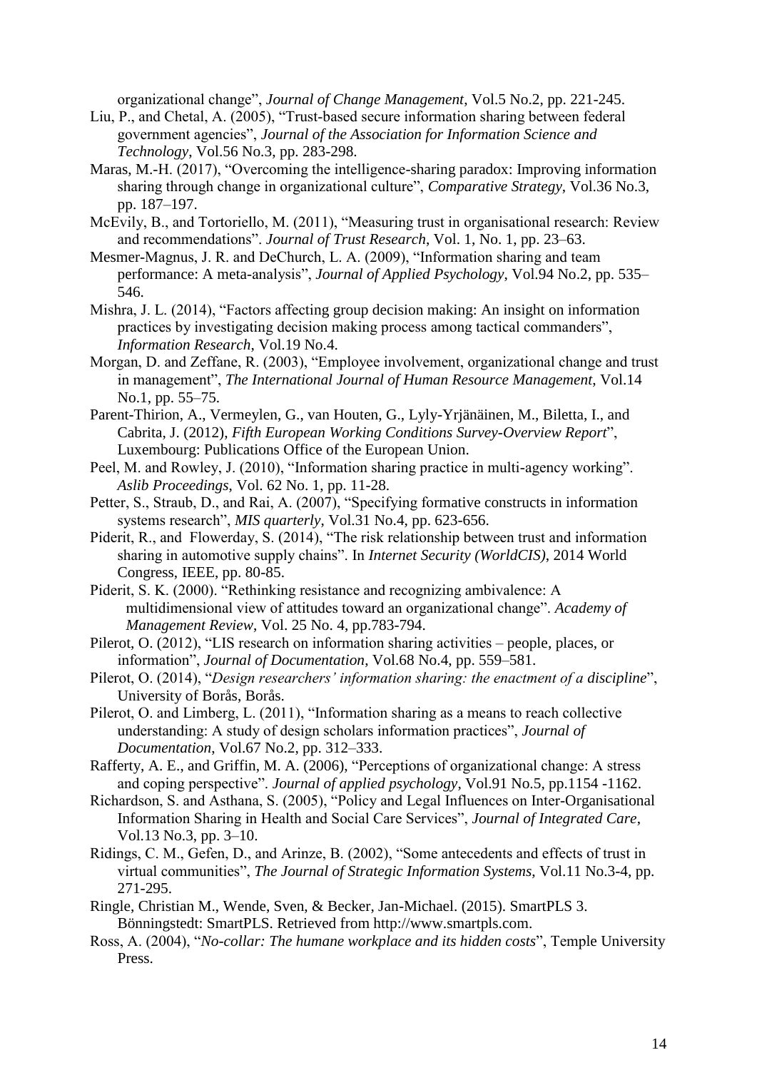organizational change", *Journal of Change Management*, Vol.5 No.2, pp. 221-245.

Liu, P., and Chetal, A. (2005), "Trust-based secure information sharing between federal government agencies", *Journal of the Association for Information Science and Technology*, Vol.56 No.3, pp. 283-298.

Maras, M.-H. (2017), "Overcoming the intelligence-sharing paradox: Improving information sharing through change in organizational culture", *Comparative Strategy*, Vol.36 No.3, pp. 187–197.

McEvily, B., and Tortoriello, M. (2011), "Measuring trust in organisational research: Review and recommendations". *Journal of Trust Research*, Vol. 1, No. 1, pp. 23–63.

Mesmer-Magnus, J. R. and DeChurch, L. A. (2009), "Information sharing and team performance: A meta-analysis", *Journal of Applied Psychology*, Vol.94 No.2, pp. 535–546.

Mishra, J. L. (2014), "Factors affecting group decision making: An insight on information practices by investigating decision making process among tactical commanders", *Information Research*, Vol.19 No.4.

Morgan, D. and Zeffane, R. (2003), "Employee involvement, organizational change and trust in management", *The International Journal of Human Resource Management*, Vol.14 No.1, pp. 55–75.

Parent-Thirion, A., Vermeylen, G., van Houten, G., Lyly-Yrjänäinen, M., Biletta, I., and Cabrita, J. (2012), *Fifth European Working Conditions Survey-Overview Report*", Luxembourg: Publications Office of the European Union.

Peel, M. and Rowley, J. (2010), "Information sharing practice in multi-agency working". *Aslib Proceedings*, Vol. 62 No. 1, pp. 11-28.

Petter, S., Straub, D., and Rai, A. (2007), "Specifying formative constructs in information systems research", *MIS quarterly*, Vol.31 No.4, pp. 623-656.

Piderit, R., and Flowerday, S. (2014), "The risk relationship between trust and information sharing in automotive supply chains". In *Internet Security (WorldCIS)*, 2014 World Congress, IEEE, pp. 80-85.

Piderit, S. K. (2000). "Rethinking resistance and recognizing ambivalence: A multidimensional view of attitudes toward an organizational change". *Academy of Management Review*, Vol. 25 No. 4, pp.783-794.

Pilerot, O. (2012), "LIS research on information sharing activities – people, places, or information", *Journal of Documentation*, Vol.68 No.4, pp. 559–581.

Pilerot, O. (2014), "*Design researchers' information sharing: the enactment of a discipline*", University of Borås, Borås.

Pilerot, O. and Limberg, L. (2011), "Information sharing as a means to reach collective understanding: A study of design scholars information practices", *Journal of Documentation*, Vol.67 No.2, pp. 312–333.

Rafferty, A. E., and Griffin, M. A. (2006), "Perceptions of organizational change: A stress and coping perspective". *Journal of applied psychology*, Vol.91 No.5, pp.1154 -1162.

Richardson, S. and Asthana, S. (2005), "Policy and Legal Influences on Inter-Organisational Information Sharing in Health and Social Care Services", *Journal of Integrated Care*, Vol.13 No.3, pp. 3–10.

Ridings, C. M., Gefen, D., and Arinze, B. (2002), "Some antecedents and effects of trust in virtual communities", *The Journal of Strategic Information Systems*, Vol.11 No.3-4, pp. 271-295.

Ringle, Christian M., Wende, Sven, & Becker, Jan-Michael. (2015). SmartPLS 3. Bönningstedt: SmartPLS. Retrieved from http://www.smartpls.com.

Ross, A. (2004), "*No-collar: The humane workplace and its hidden costs*", Temple University Press.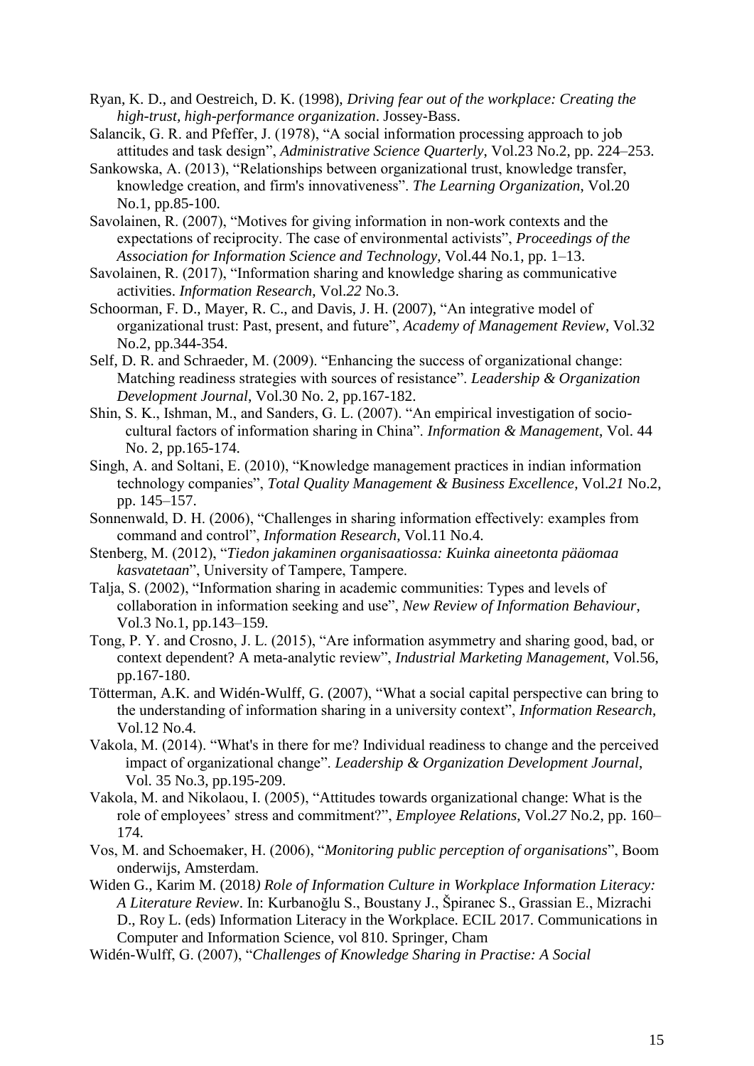Ryan, K. D., and Oestreich, D. K. (1998), *Driving fear out of the workplace: Creating the high-trust, high-performance organization*. Jossey-Bass.

Salancik, G. R. and Pfeffer, J. (1978), "A social information processing approach to job attitudes and task design", *Administrative Science Quarterly*, Vol.23 No.2, pp. 224–253.

Sankowska, A. (2013), "Relationships between organizational trust, knowledge transfer, knowledge creation, and firm's innovativeness". *The Learning Organization*, Vol.20 No.1, pp.85-100.

Savolainen, R. (2007), "Motives for giving information in non-work contexts and the expectations of reciprocity. The case of environmental activists", *Proceedings of the Association for Information Science and Technology*, Vol.44 No.1, pp. 1–13.

Savolainen, R. (2017), "Information sharing and knowledge sharing as communicative activities. *Information Research*, Vol.*22* No.3.

Schoorman, F. D., Mayer, R. C., and Davis, J. H. (2007), "An integrative model of organizational trust: Past, present, and future", *Academy of Management Review*, Vol.32 No.2, pp.344-354.

Self, D. R. and Schraeder, M. (2009). "Enhancing the success of organizational change: Matching readiness strategies with sources of resistance". *Leadership & Organization Development Journal*, Vol.30 No. 2, pp.167-182.

Shin, S. K., Ishman, M., and Sanders, G. L. (2007). "An empirical investigation of socio-cultural factors of information sharing in China". *Information & Management*, Vol. 44 No. 2, pp.165-174.

Singh, A. and Soltani, E. (2010), "Knowledge management practices in indian information technology companies", *Total Quality Management & Business Excellence*, Vol.*21* No.2, pp. 145–157.

Sonnenwald, D. H. (2006), "Challenges in sharing information effectively: examples from command and control", *Information Research*, Vol.11 No.4.

Stenberg, M. (2012), "*Tiedon jakaminen organisaatiossa: Kuinka aineetonta pääomaa kasvatetaan*", University of Tampere, Tampere.

Talja, S. (2002), "Information sharing in academic communities: Types and levels of collaboration in information seeking and use", *New Review of Information Behaviour*, Vol.3 No.1, pp.143–159.

Tong, P. Y. and Crosno, J. L. (2015), "Are information asymmetry and sharing good, bad, or context dependent? A meta-analytic review", *Industrial Marketing Management*, Vol.56, pp.167-180.

Tötterman, A.K. and Widén-Wulff, G. (2007), "What a social capital perspective can bring to the understanding of information sharing in a university context", *Information Research*, Vol.12 No.4.

Vakola, M. (2014). "What's in there for me? Individual readiness to change and the perceived impact of organizational change". *Leadership & Organization Development Journal*, Vol. 35 No.3, pp.195-209.

Vakola, M. and Nikolaou, I. (2005), "Attitudes towards organizational change: What is the role of employees' stress and commitment?", *Employee Relations*, Vol.*27* No.2, pp. 160–174.

Vos, M. and Schoemaker, H. (2006), "*Monitoring public perception of organisations*", Boom onderwijs, Amsterdam.

Widen G., Karim M. (2018*) Role of Information Culture in Workplace Information Literacy: A Literature Review*. In: Kurbanoğlu S., Boustany J., Špiranec S., Grassian E., Mizrachi D., Roy L. (eds) Information Literacy in the Workplace. ECIL 2017. Communications in Computer and Information Science, vol 810. Springer, Cham

Widén-Wulff, G. (2007), "*Challenges of Knowledge Sharing in Practise: A Social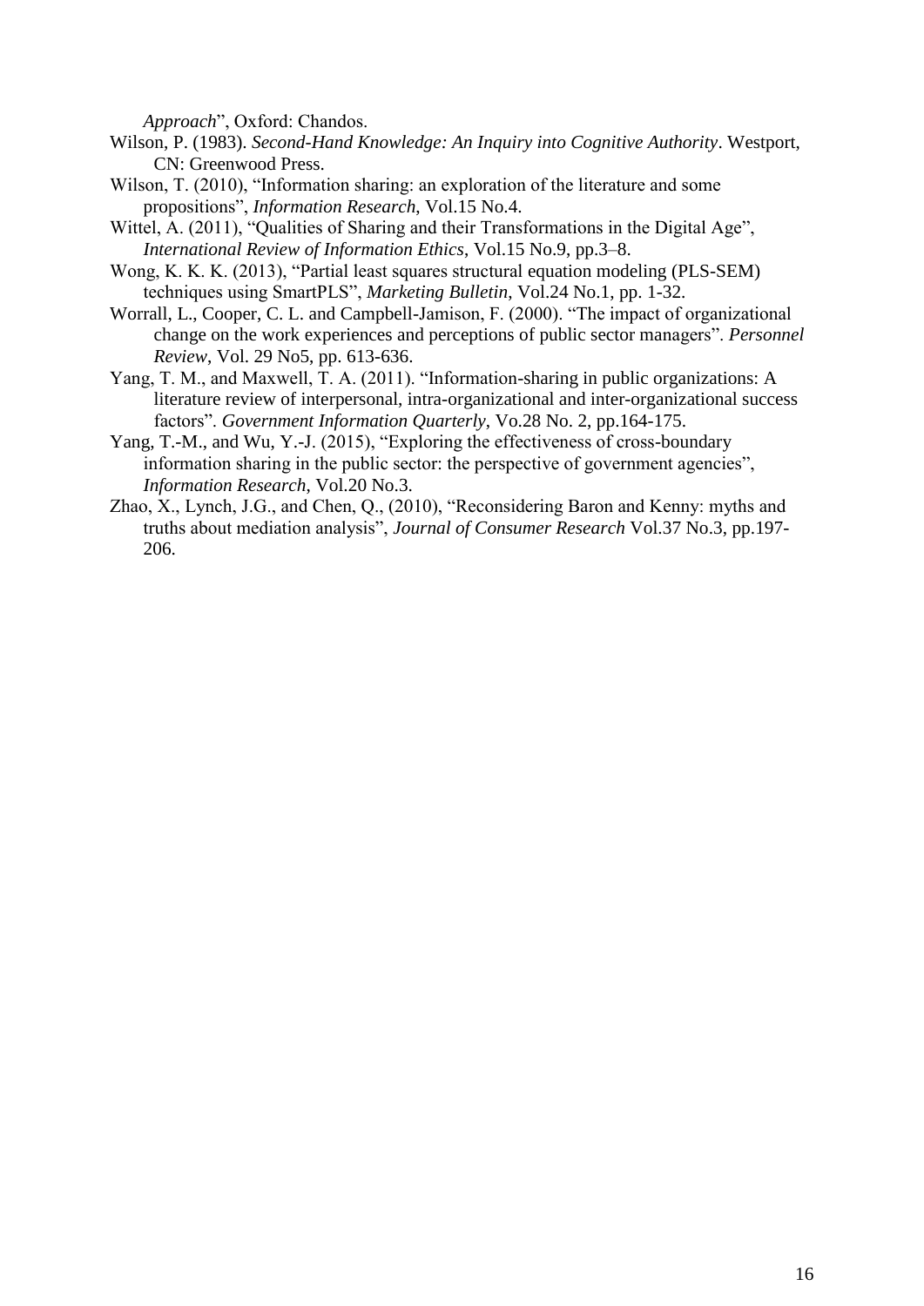*Approach*", Oxford: Chandos.

Wilson, P. (1983). *Second-Hand Knowledge: An Inquiry into Cognitive Authority*. Westport, CN: Greenwood Press.

Wilson, T. (2010), "Information sharing: an exploration of the literature and some propositions", *Information Research*, Vol.15 No.4.

Wittel, A. (2011), "Qualities of Sharing and their Transformations in the Digital Age", *International Review of Information Ethics*, Vol.15 No.9, pp.3–8.

Wong, K. K. K. (2013), "Partial least squares structural equation modeling (PLS-SEM) techniques using SmartPLS", *Marketing Bulletin*, Vol.24 No.1, pp. 1-32.

Worrall, L., Cooper, C. L. and Campbell-Jamison, F. (2000). "The impact of organizational change on the work experiences and perceptions of public sector managers". *Personnel Review*, Vol. 29 No5, pp. 613-636.

Yang, T. M., and Maxwell, T. A. (2011). "Information-sharing in public organizations: A literature review of interpersonal, intra-organizational and inter-organizational success factors". *Government Information Quarterly*, Vo.28 No. 2, pp.164-175.

Yang, T.-M., and Wu, Y.-J. (2015), "Exploring the effectiveness of cross-boundary information sharing in the public sector: the perspective of government agencies", *Information Research*, Vol.20 No.3.

Zhao, X., Lynch, J.G., and Chen, Q., (2010), "Reconsidering Baron and Kenny: myths and truths about mediation analysis", *Journal of Consumer Research* Vol.37 No.3, pp.197-206.